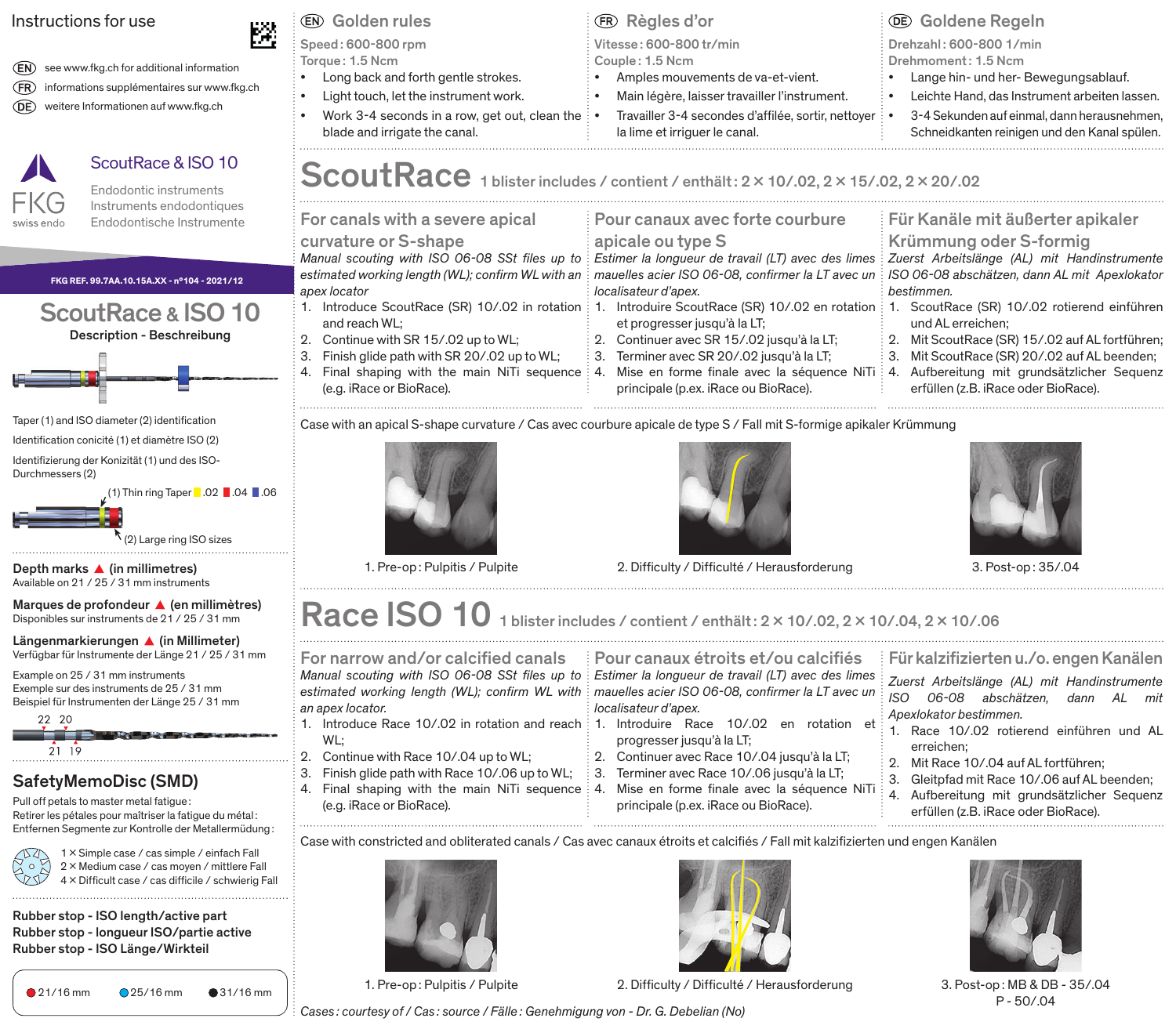# Instructions for use

EN see www.fkg.ch for additional information
FR informations supplémentaires sur www.fkg.ch
DE weitere Informationen auf www.fkg.ch

FKG swiss endo

**ScoutRace & ISO 10**
Endodontic instruments
Instruments endodontiques
Endodontische Instrumente

FKG REF. 99.7AA.10.15A.XX - n°104 - 2021/12

## ScoutRace & ISO 10

**Description - Beschreibung**

Taper (1) and ISO diameter (2) identification

Identification conicité (1) et diamètre ISO (2)

Identifizierung der Konizität (1) und des ISO-Durchmessers (2)

(1) Thin ring Taper .02 .04 .06

(2) Large ring ISO sizes

**Depth marks ▲ (in millimetres)**
Available on 21 / 25 / 31 mm instruments

**Marques de profondeur ▲ (en millimètres)**
Disponibles sur instruments de 21 / 25 / 31 mm

**Längenmarkierungen ▲ (in Millimeter)**
Verfügbar für Instrumente der Länge 21 / 25 / 31 mm

Example on 25 / 31 mm instruments
Exemple sur des instruments de 25 / 31 mm
Beispiel für Instrumenten der Länge 25 / 31 mm

22 20
21 19

## SafetyMemoDisc (SMD)

Pull off petals to master metal fatigue:
Retirer les pétales pour maîtriser la fatigue du métal:
Entfernen Segmente zur Kontrolle der Metallermüdung:

1 × Simple case / cas simple / einfach Fall
2 × Medium case / cas moyen / mittlere Fall
4 × Difficult case / cas difficile / schwierig Fall

**Rubber stop - ISO length/active part**
**Rubber stop - longueur ISO/partie active**
**Rubber stop - ISO Länge/Wirkteil**

● 21/16 mm ● 25/16 mm ● 31/16 mm

## EN Golden rules

Speed: 600-800 rpm
Torque: 1.5 Ncm

- Long back and forth gentle strokes.
- Light touch, let the instrument work.
- Work 3-4 seconds in a row, get out, clean the blade and irrigate the canal.

## FR Règles d'or

Vitesse: 600-800 tr/min
Couple: 1.5 Ncm

- Amples mouvements de va-et-vient.
- Main légère, laisser travailler l'instrument.
- Travailler 3-4 secondes d'affilée, sortir, nettoyer la lime et irriguer le canal.

## DE Goldene Regeln

Drehzahl: 600-800 1/min
Drehmoment: 1.5 Ncm

- Lange hin- und her- Bewegungsablauf.
- Leichte Hand, das Instrument arbeiten lassen.
- 3-4 Sekunden auf einmal, dann herausnehmen, Schneidkanten reinigen und den Kanal spülen.

# ScoutRace

1 blister includes / contient / enthält: 2 × 10/.02, 2 × 15/.02, 2 × 20/.02

### For canals with a severe apical curvature or S-shape

*Manual scouting with ISO 06-08 SSt files up to estimated working length (WL); confirm WL with an apex locator*

1. Introduce ScoutRace (SR) 10/.02 in rotation and reach WL;
2. Continue with SR 15/.02 up to WL;
3. Finish glide path with SR 20/.02 up to WL;
4. Final shaping with the main NiTi sequence (e.g. iRace or BioRace).

### Pour canaux avec forte courbure apicale ou type S

*Estimer la longueur de travail (LT) avec des limes mauelles acier ISO 06-08, confirmer la LT avec un localisateur d'apex.*

1. Introduire ScoutRace (SR) 10/.02 en rotation et progresser jusqu'à la LT;
2. Continuer avec SR 15/.02 jusqu'à la LT;
3. Terminer avec SR 20/.02 jusqu'à la LT;
4. Mise en forme finale avec la séquence NiTi principale (p.ex. iRace ou BioRace).

### Für Kanäle mit äußerter apikaler Krümmung oder S-formig

*Zuerst Arbeitslänge (AL) mit Handinstrumente ISO 06-08 abschätzen, dann AL mit Apexlokator bestimmen.*

1. ScoutRace (SR) 10/.02 rotierend einführen und AL erreichen;
2. Mit ScoutRace (SR) 15/.02 auf AL fortführen;
3. Mit ScoutRace (SR) 20/.02 auf AL beenden;
4. Aufbereitung mit grundsätzlicher Sequenz erfüllen (z.B. iRace oder BioRace).

Case with an apical S-shape curvature / Cas avec courbure apicale de type S / Fall mit S-formige apikaler Krümmung

1. Pre-op: Pulpitis / Pulpite

2. Difficulty / Difficulté / Herausforderung

3. Post-op: 35/.04

# Race ISO 10

1 blister includes / contient / enthält: 2 × 10/.02, 2 × 10/.04, 2 × 10/.06

### For narrow and/or calcified canals

*Manual scouting with ISO 06-08 SSt files up to estimated working length (WL); confirm WL with an apex locator.*

1. Introduce Race 10/.02 in rotation and reach WL;
2. Continue with Race 10/.04 up to WL;
3. Finish glide path with Race 10/.06 up to WL;
4. Final shaping with the main NiTi sequence (e.g. iRace or BioRace).

### Pour canaux étroits et/ou calcifiés

*Estimer la longueur de travail (LT) avec des limes mauelles acier ISO 06-08, confirmer la LT avec un localisateur d'apex.*

1. Introduire Race 10/.02 en rotation et progresser jusqu'à la LT;
2. Continuer avec Race 10/.04 jusqu'à la LT;
3. Terminer avec Race 10/.06 jusqu'à la LT;
4. Mise en forme finale avec la séquence NiTi principale (p.ex. iRace ou BioRace).

### Für kalzifizierten u./o. engen Kanälen

*Zuerst Arbeitslänge (AL) mit Handinstrumente ISO 06-08 abschätzen, dann AL mit Apexlokator bestimmen.*

1. Race 10/.02 rotierend einführen und AL erreichen;
2. Mit Race 10/.04 auf AL fortführen;
3. Gleitpfad mit Race 10/.06 auf AL beenden;
4. Aufbereitung mit grundsätzlicher Sequenz erfüllen (z.B. iRace oder BioRace).

Case with constricted and obliterated canals / Cas avec canaux étroits et calcifiés / Fall mit kalzifizierten und engen Kanälen

1. Pre-op: Pulpitis / Pulpite

2. Difficulty / Difficulté / Herausforderung

3. Post-op: MB & DB - 35/.04
P - 50/.04

*Cases: courtesy of / Cas: source / Fälle: Genehmigung von - Dr. G. Debelian (No)*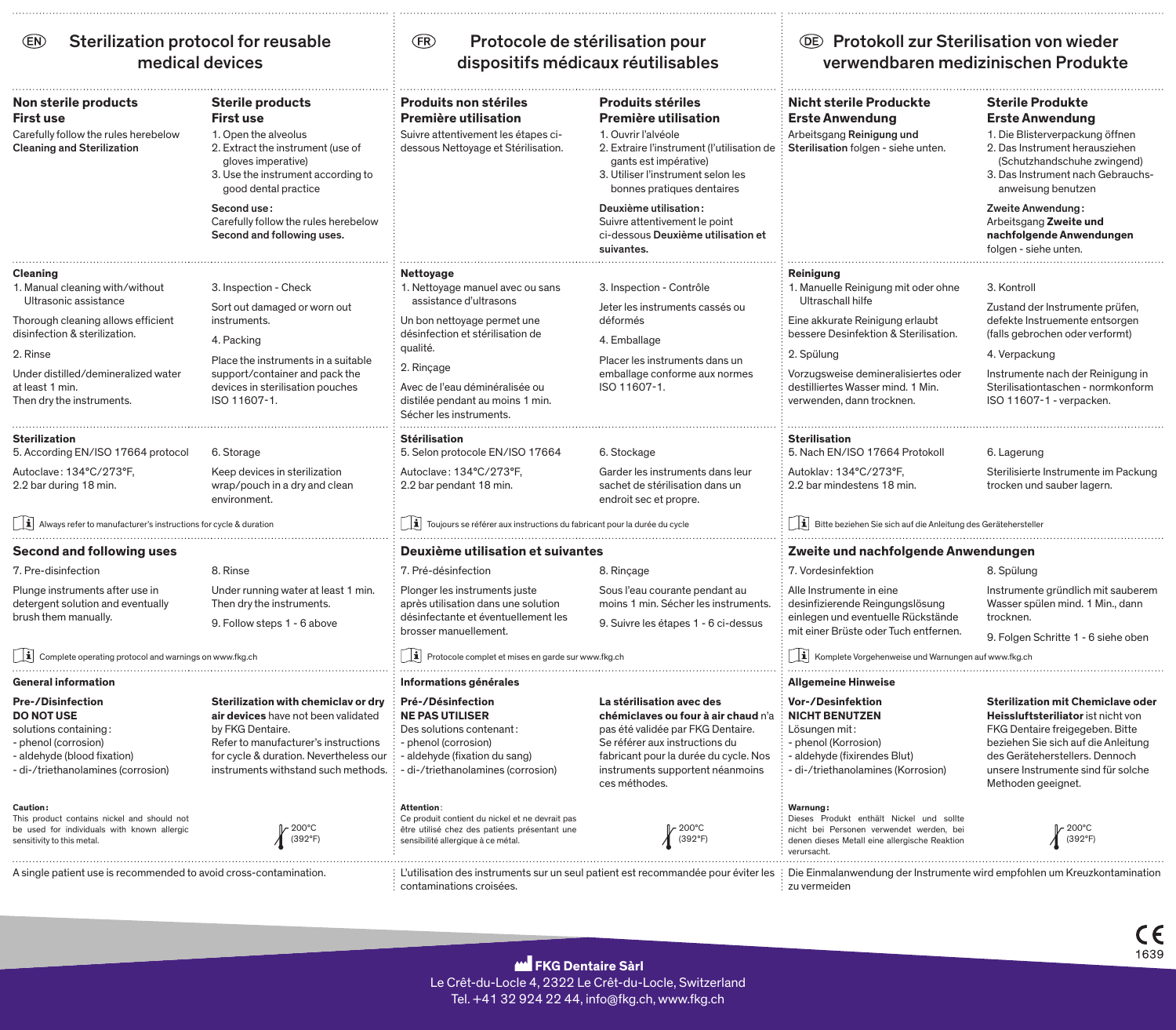# (EN) Sterilization protocol for reusable medical devices

## Non sterile products
### First use

Carefully follow the rules herebelow **Cleaning and Sterilization**

## Sterile products
### First use

1. Open the alveolus
2. Extract the instrument (use of gloves imperative)
3. Use the instrument according to good dental practice

**Second use:**
Carefully follow the rules herebelow **Second and following uses.**

## Cleaning

1. Manual cleaning with/without Ultrasonic assistance

Thorough cleaning allows efficient disinfection & sterilization.

2. Rinse

Under distilled/demineralized water at least 1 min.
Then dry the instruments.

3. Inspection - Check

Sort out damaged or worn out instruments.

4. Packing

Place the instruments in a suitable support/container and pack the devices in sterilisation pouches ISO 11607-1.

## Sterilization

5. According EN/ISO 17664 protocol

Autoclave: 134°C/273°F,
2.2 bar during 18 min.

6. Storage

Keep devices in sterilization wrap/pouch in a dry and clean environment.

Always refer to manufacturer's instructions for cycle & duration

## Second and following uses

7. Pre-disinfection

Plunge instruments after use in detergent solution and eventually brush them manually.

8. Rinse

Under running water at least 1 min.
Then dry the instruments.

9. Follow steps 1 - 6 above

Complete operating protocol and warnings on www.fkg.ch

## General information

**Pre-/Disinfection**
**DO NOT USE**
solutions containing:
- phenol (corrosion)
- aldehyde (blood fixation)
- di-/triethanolamines (corrosion)

**Sterilization with chemiclav or dry air devices** have not been validated by FKG Dentaire.
Refer to manufacturer's instructions for cycle & duration. Nevertheless our instruments withstand such methods.

**Caution:**
This product contains nickel and should not be used for individuals with known allergic sensitivity to this metal.

200°C
(392°F)

A single patient use is recommended to avoid cross-contamination.

# (FR) Protocole de stérilisation pour dispositifs médicaux réutilisables

## Produits non stériles
### Première utilisation

Suivre attentivement les étapes ci-dessous Nettoyage et Stérilisation.

## Produits stériles
### Première utilisation

1. Ouvrir l'alvéole
2. Extraire l'instrument (l'utilisation de gants est impérative)
3. Utiliser l'instrument selon les bonnes pratiques dentaires

**Deuxième utilisation:**
Suivre attentivement le point ci-dessous **Deuxième utilisation et suivantes.**

## Nettoyage

1. Nettoyage manuel avec ou sans assistance d'ultrasons

Un bon nettoyage permet une désinfection et stérilisation de qualité.

2. Rinçage

Avec de l'eau déminéralisée ou distilée pendant au moins 1 min.
Sécher les instruments.

3. Inspection - Contrôle

Jeter les instruments cassés ou déformés

4. Emballage

Placer les instruments dans un emballage conforme aux normes ISO 11607-1.

## Stérilisation

5. Selon protocole EN/ISO 17664

Autoclave: 134°C/273°F,
2.2 bar pendant 18 min.

6. Stockage

Garder les instruments dans leur sachet de stérilisation dans un endroit sec et propre.

Toujours se référer aux instructions du fabricant pour la durée du cycle

## Deuxième utilisation et suivantes

7. Pré-désinfection

Plonger les instruments juste après utilisation dans une solution désinfectante et éventuellement les brosser manuellement.

8. Rinçage

Sous l'eau courante pendant au moins 1 min. Sécher les instruments.

9. Suivre les étapes 1 - 6 ci-dessus

Protocole complet et mises en garde sur www.fkg.ch

## Informations générales

**Pré-/Désinfection**
**NE PAS UTILISER**
Des solutions contenant:
- phenol (corrosion)
- aldehyde (fixation du sang)
- di-/triethanolamines (corrosion)

**La stérilisation avec des chémiclaves ou four à air chaud** n'a pas été validée par FKG Dentaire.
Se référer aux instructions du fabricant pour la durée du cycle. Nos instruments supportent néanmoins ces méthodes.

**Attention:**
Ce produit contient du nickel et ne devrait pas être utilisé chez des patients présentant une sensibilité allergique à ce métal.

200°C
(392°F)

L'utilisation des instruments sur un seul patient est recommandée pour éviter les contaminations croisées.

# (DE) Protokoll zur Sterilisation von wieder verwendbaren medizinischen Produkte

## Nicht sterile Produckte
### Erste Anwendung

Arbeitsgang **Reinigung und Sterilisation** folgen - siehe unten.

## Sterile Produkte
### Erste Anwendung

1. Die Blisterverpackung öffnen
2. Das Instrument herausziehen (Schutzhandschuhe zwingend)
3. Das Instrument nach Gebrauchs-anweisung benutzen

**Zweite Anwendung:**
Arbeitsgang **Zweite und nachfolgende Anwendungen** folgen - siehe unten.

## Reinigung

1. Manuelle Reinigung mit oder ohne Ultraschall hilfe

Eine akkurate Reinigung erlaubt bessere Desinfektion & Sterilisation.

2. Spülung

Vorzugsweise demineralisiertes oder destilliertes Wasser mind. 1 Min. verwenden, dann trocknen.

3. Kontroll

Zustand der Instrumente prüfen, defekte Instruemente entsorgen (falls gebrochen oder verformt)

4. Verpackung

Instrumente nach der Reinigung in Sterilisationtaschen - normkonform ISO 11607-1 - verpacken.

## Sterilisation

5. Nach EN/ISO 17664 Protokoll

Autoklav: 134°C/273°F,
2.2 bar mindestens 18 min.

6. Lagerung

Sterilisierte Instrumente im Packung trocken und sauber lagern.

Bitte beziehen Sie sich auf die Anleitung des Geräteherstellers

## Zweite und nachfolgende Anwendungen

7. Vordesinfektion

Alle Instrumente in eine desinfizierende Reingungslösung einlegen und eventuelle Rückstände mit einer Brüste oder Tuch entfernen.

8. Spülung

Instrumente gründlich mit sauberem Wasser spülen mind. 1 Min., dann trocknen.

9. Folgen Schritte 1 - 6 siehe oben

Komplete Vorgehenweise und Warnungen auf www.fkg.ch

## Allgemeine Hinweise

**Vor-/Desinfektion**
**NICHT BENUTZEN**
Lösungen mit:
- phenol (Korrosion)
- aldehyde (fixirendes Blut)
- di-/triethanolamines (Korrosion)

**Sterilization mit Chemiclave oder Heissluftsteriliator** ist nicht von FKG Dentaire freigegeben. Bitte beziehen Sie sich auf die Anleitung des Geräteherstellers. Dennoch unsere Instrumente sind für solche Methoden geeignet.

**Warnung:**
Dieses Produkt enthält Nickel und sollte nicht bei Personen verwendet werden, bei denen dieses Metall eine allergische Reaktion verursacht.

200°C
(392°F)

Die Einmalanwendung der Instrumente wird empfohlen um Kreuzkontamination zu vermeiden

---

CE 1639

**FKG Dentaire Sàrl**
Le Crêt-du-Locle 4, 2322 Le Crêt-du-Locle, Switzerland
Tel. +41 32 924 22 44, info@fkg.ch, www.fkg.ch